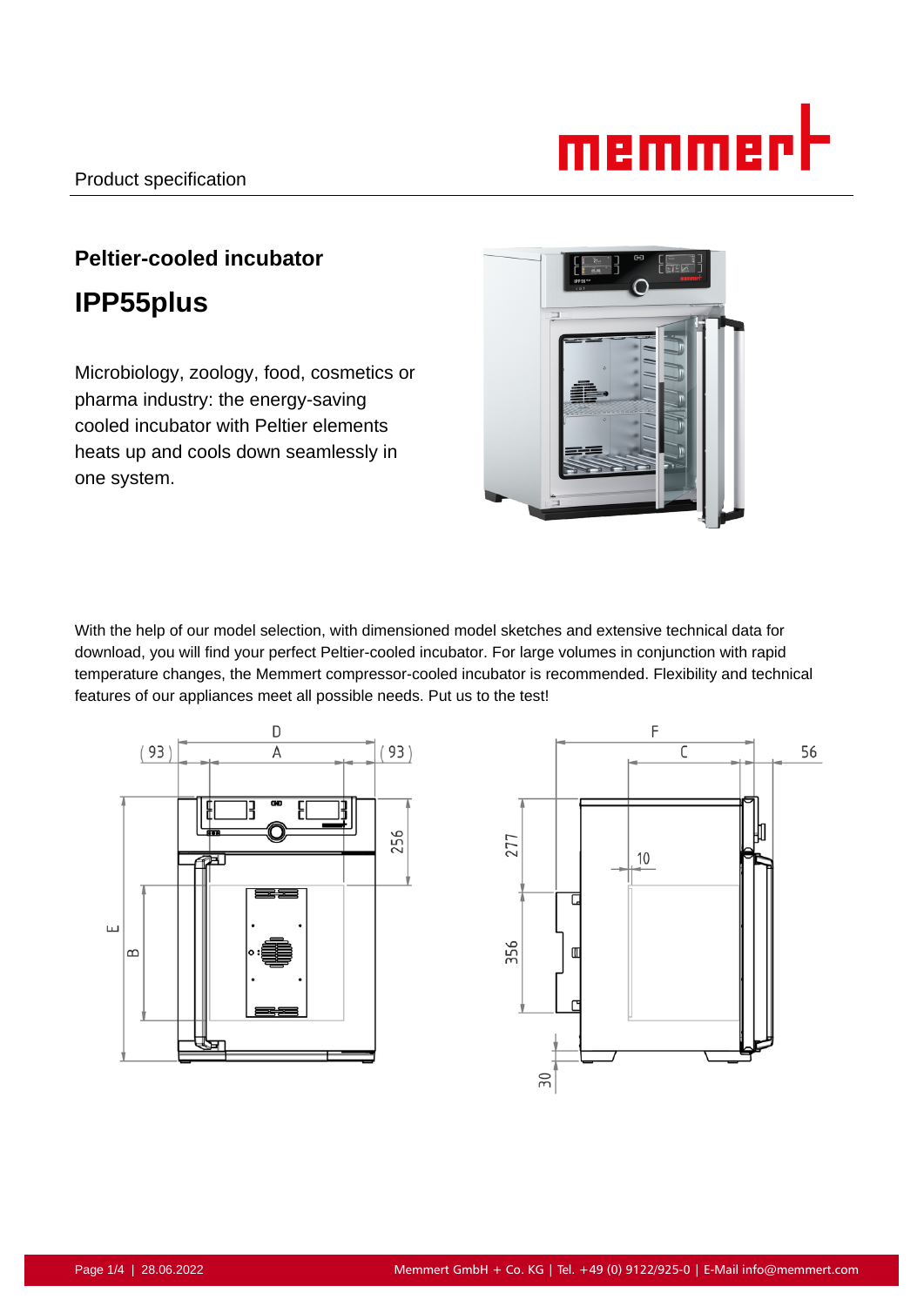Product specification

## Peltier-cooled incubator

# IPP55plus

Microbiology, zoology, food, cosmetics or pharma industry: the energy-saving cooled incubator with Peltier elements heats up and cools down seamlessly in one system.

With the help of our model selection, with dimensioned model sketches and extensive technical data for download, you will find your perfect Peltier-cooled incubator. For large volumes in conjunction with rapid temperature changes, the Memmert compressor-cooled incubator is recommended. Flexibility and technical features of our appliances meet all possible needs. Put us to the test!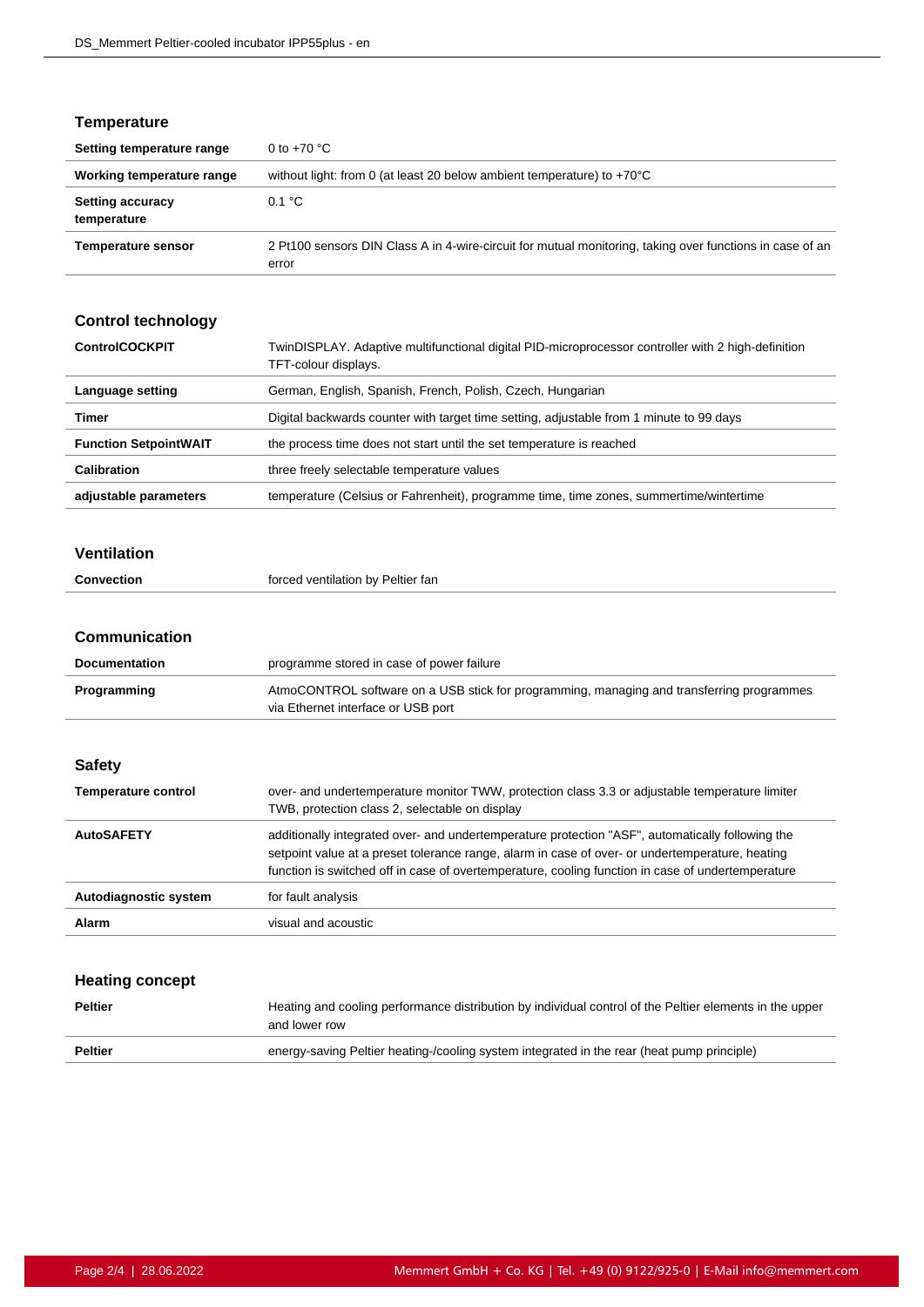## Temperature

| | |
|---|---|
| **Setting temperature range** | 0 to +70 °C |
| **Working temperature range** | without light: from 0 (at least 20 below ambient temperature) to +70°C |
| **Setting accuracy temperature** | 0.1 °C |
| **Temperature sensor** | 2 Pt100 sensors DIN Class A in 4-wire-circuit for mutual monitoring, taking over functions in case of an error |

## Control technology

| | |
|---|---|
| **ControlCOCKPIT** | TwinDISPLAY. Adaptive multifunctional digital PID-microprocessor controller with 2 high-definition TFT-colour displays. |
| **Language setting** | German, English, Spanish, French, Polish, Czech, Hungarian |
| **Timer** | Digital backwards counter with target time setting, adjustable from 1 minute to 99 days |
| **Function SetpointWAIT** | the process time does not start until the set temperature is reached |
| **Calibration** | three freely selectable temperature values |
| **adjustable parameters** | temperature (Celsius or Fahrenheit), programme time, time zones, summertime/wintertime |

## Ventilation

| | |
|---|---|
| **Convection** | forced ventilation by Peltier fan |

## Communication

| | |
|---|---|
| **Documentation** | programme stored in case of power failure |
| **Programming** | AtmoCONTROL software on a USB stick for programming, managing and transferring programmes via Ethernet interface or USB port |

## Safety

| | |
|---|---|
| **Temperature control** | over- and undertemperature monitor TWW, protection class 3.3 or adjustable temperature limiter TWB, protection class 2, selectable on display |
| **AutoSAFETY** | additionally integrated over- and undertemperature protection "ASF", automatically following the setpoint value at a preset tolerance range, alarm in case of over- or undertemperature, heating function is switched off in case of overtemperature, cooling function in case of undertemperature |
| **Autodiagnostic system** | for fault analysis |
| **Alarm** | visual and acoustic |

## Heating concept

| | |
|---|---|
| **Peltier** | Heating and cooling performance distribution by individual control of the Peltier elements in the upper and lower row |
| **Peltier** | energy-saving Peltier heating-/cooling system integrated in the rear (heat pump principle) |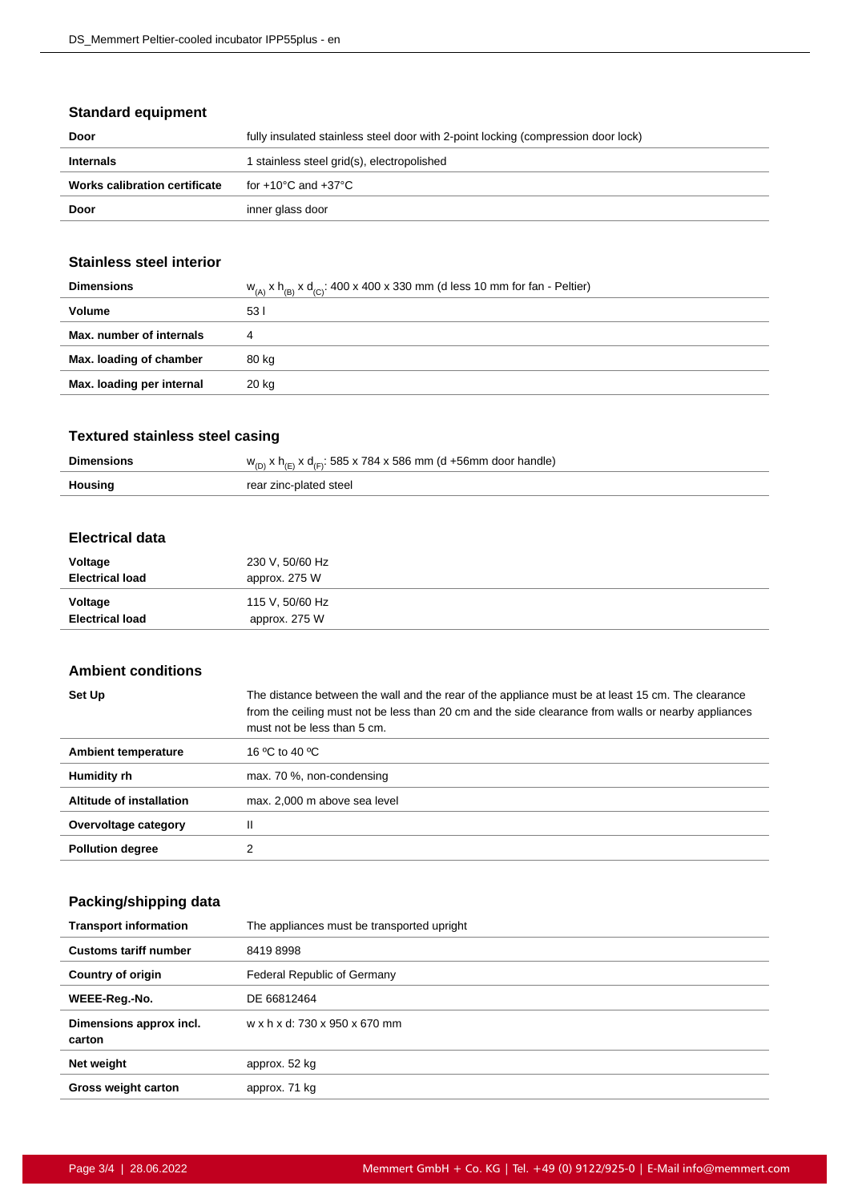### Standard equipment

| | |
|---|---|
| **Door** | fully insulated stainless steel door with 2-point locking (compression door lock) |
| **Internals** | 1 stainless steel grid(s), electropolished |
| **Works calibration certificate** | for +10°C and +37°C |
| **Door** | inner glass door |

### Stainless steel interior

| | |
|---|---|
| **Dimensions** | $w_{(A)}$ x $h_{(B)}$ x $d_{(C)}$: 400 x 400 x 330 mm (d less 10 mm for fan - Peltier) |
| **Volume** | 53 l |
| **Max. number of internals** | 4 |
| **Max. loading of chamber** | 80 kg |
| **Max. loading per internal** | 20 kg |

### Textured stainless steel casing

| | |
|---|---|
| **Dimensions** | $w_{(D)}$ x $h_{(E)}$ x $d_{(F)}$: 585 x 784 x 586 mm (d +56mm door handle) |
| **Housing** | rear zinc-plated steel |

### Electrical data

| | |
|---|---|
| **Voltage**<br>**Electrical load** | 230 V, 50/60 Hz<br>approx. 275 W |
| **Voltage**<br>**Electrical load** | 115 V, 50/60 Hz<br>approx. 275 W |

### Ambient conditions

| | |
|---|---|
| **Set Up** | The distance between the wall and the rear of the appliance must be at least 15 cm. The clearance from the ceiling must not be less than 20 cm and the side clearance from walls or nearby appliances must not be less than 5 cm. |
| **Ambient temperature** | 16 ºC to 40 ºC |
| **Humidity rh** | max. 70 %, non-condensing |
| **Altitude of installation** | max. 2,000 m above sea level |
| **Overvoltage category** | II |
| **Pollution degree** | 2 |

### Packing/shipping data

| | |
|---|---|
| **Transport information** | The appliances must be transported upright |
| **Customs tariff number** | 8419 8998 |
| **Country of origin** | Federal Republic of Germany |
| **WEEE-Reg.-No.** | DE 66812464 |
| **Dimensions approx incl. carton** | w x h x d: 730 x 950 x 670 mm |
| **Net weight** | approx. 52 kg |
| **Gross weight carton** | approx. 71 kg |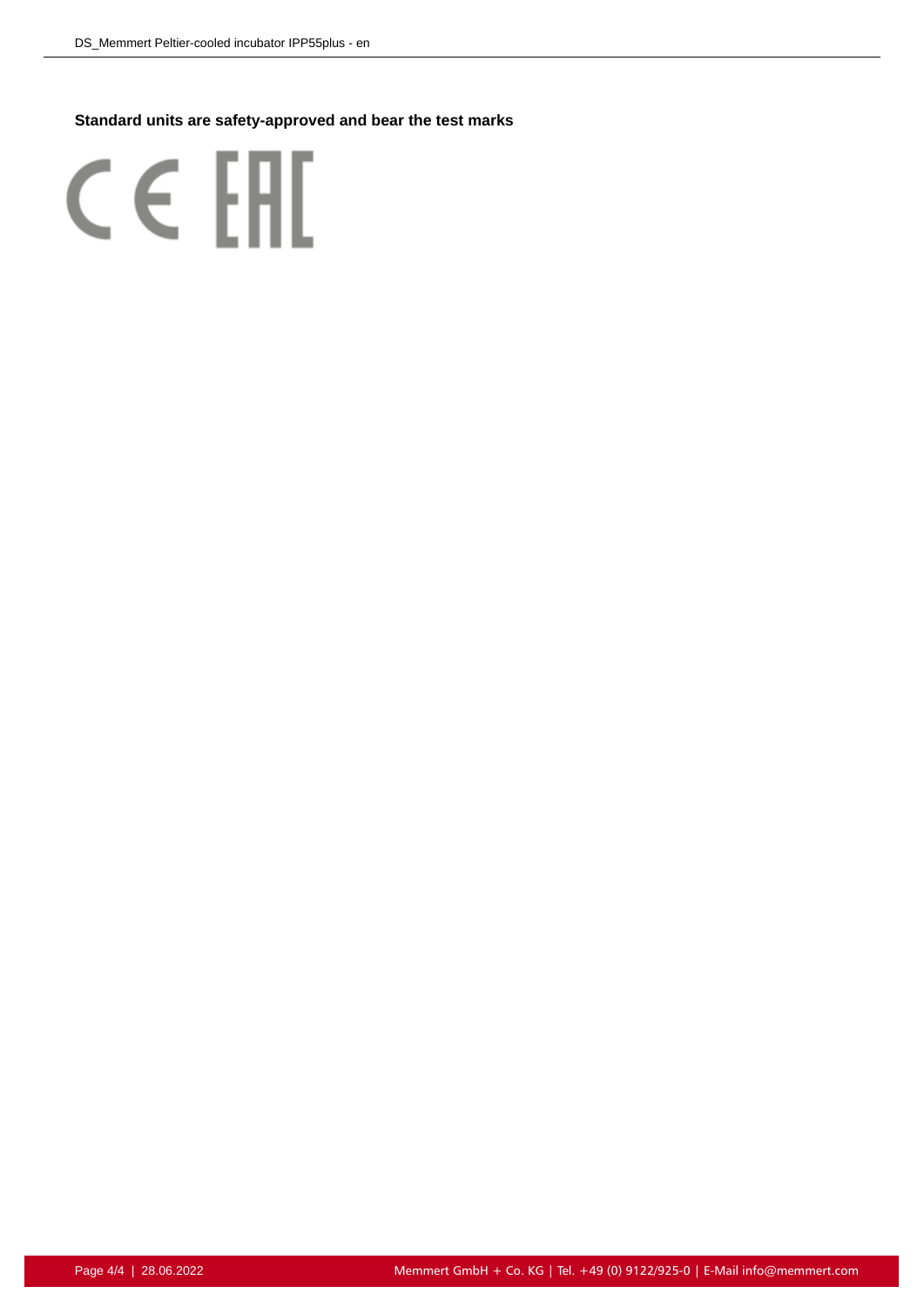**Standard units are safety-approved and bear the test marks**

CE EAC